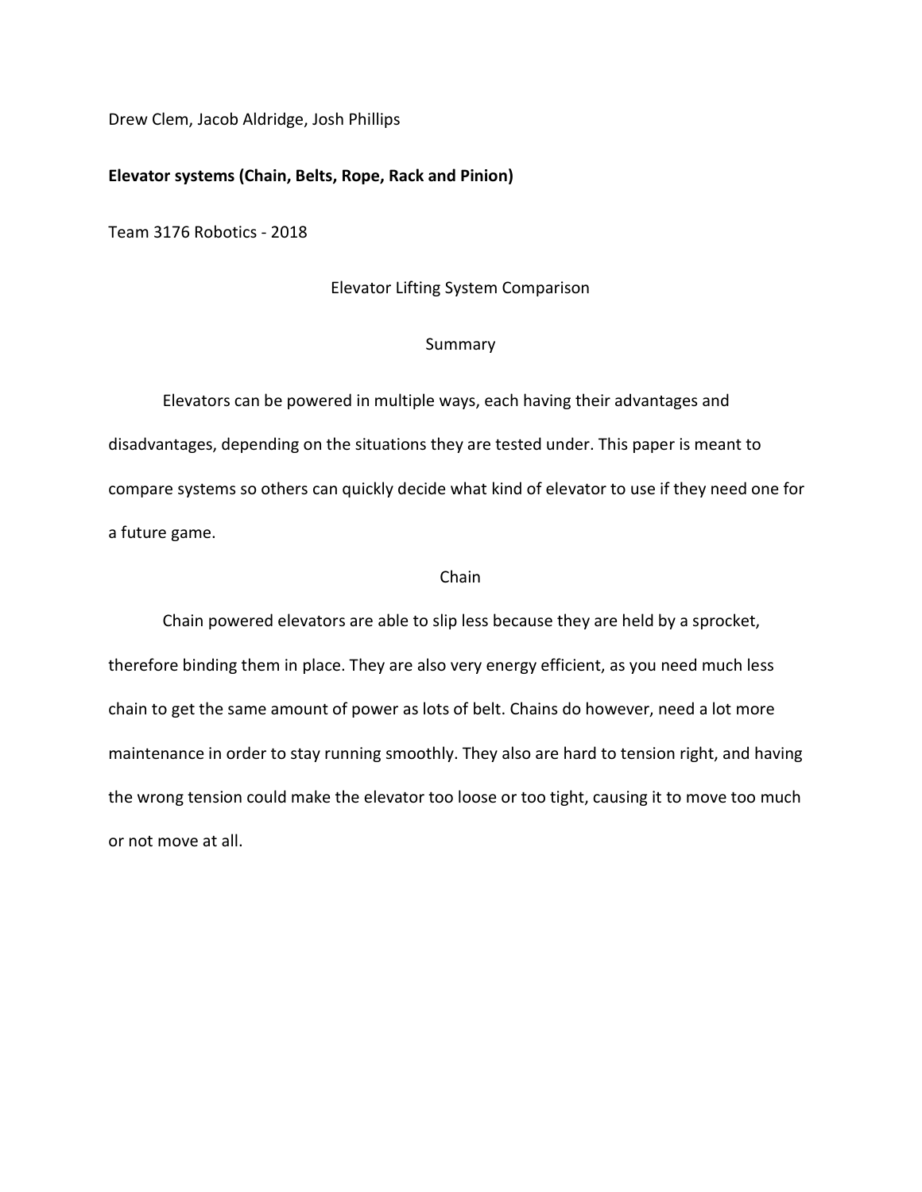Drew Clem, Jacob Aldridge, Josh Phillips

**Elevator systems (Chain, Belts, Rope, Rack and Pinion)**

Team 3176 Robotics - 2018

# Elevator Lifting System Comparison

## Summary

Elevators can be powered in multiple ways, each having their advantages and disadvantages, depending on the situations they are tested under. This paper is meant to compare systems so others can quickly decide what kind of elevator to use if they need one for a future game.

## Chain

Chain powered elevators are able to slip less because they are held by a sprocket, therefore binding them in place. They are also very energy efficient, as you need much less chain to get the same amount of power as lots of belt. Chains do however, need a lot more maintenance in order to stay running smoothly. They also are hard to tension right, and having the wrong tension could make the elevator too loose or too tight, causing it to move too much or not move at all.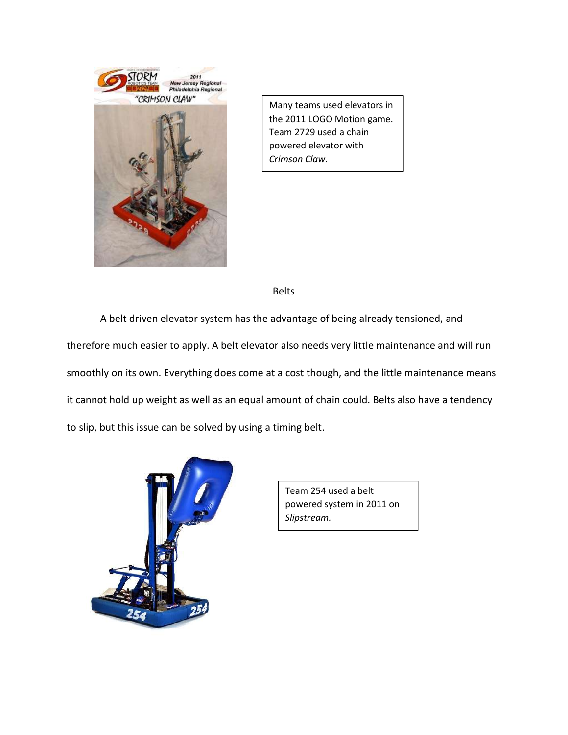Many teams used elevators in the 2011 LOGO Motion game. Team 2729 used a chain powered elevator with *Crimson Claw.*

## Belts

A belt driven elevator system has the advantage of being already tensioned, and therefore much easier to apply. A belt elevator also needs very little maintenance and will run smoothly on its own. Everything does come at a cost though, and the little maintenance means it cannot hold up weight as well as an equal amount of chain could. Belts also have a tendency to slip, but this issue can be solved by using a timing belt.

Team 254 used a belt powered system in 2011 on *Slipstream.*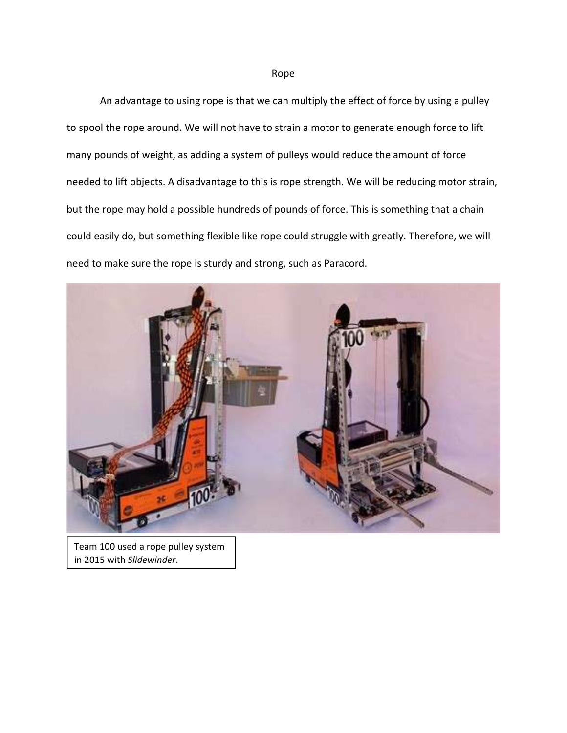# Rope

An advantage to using rope is that we can multiply the effect of force by using a pulley to spool the rope around. We will not have to strain a motor to generate enough force to lift many pounds of weight, as adding a system of pulleys would reduce the amount of force needed to lift objects. A disadvantage to this is rope strength. We will be reducing motor strain, but the rope may hold a possible hundreds of pounds of force. This is something that a chain could easily do, but something flexible like rope could struggle with greatly. Therefore, we will need to make sure the rope is sturdy and strong, such as Paracord.

Team 100 used a rope pulley system in 2015 with *Slidewinder*.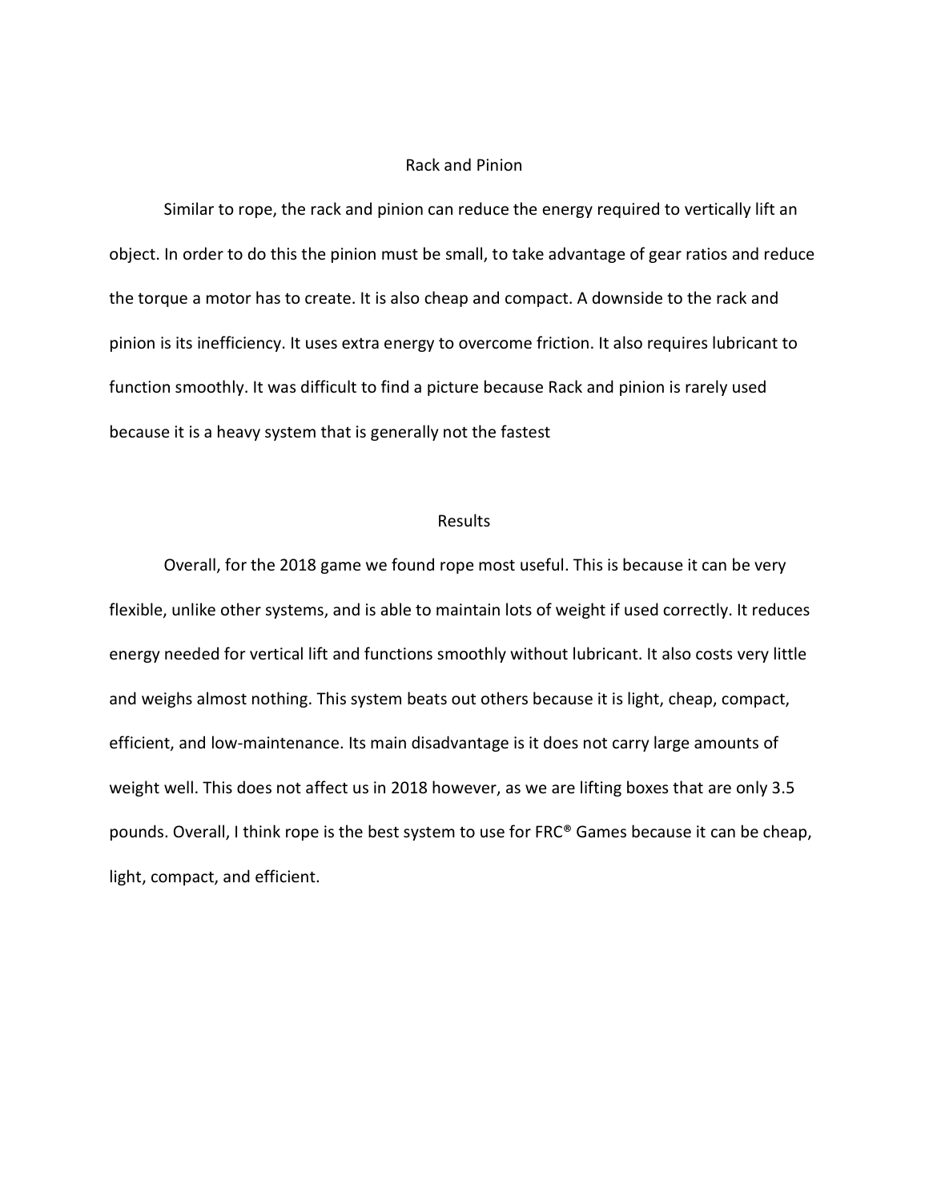## Rack and Pinion

Similar to rope, the rack and pinion can reduce the energy required to vertically lift an object. In order to do this the pinion must be small, to take advantage of gear ratios and reduce the torque a motor has to create. It is also cheap and compact. A downside to the rack and pinion is its inefficiency. It uses extra energy to overcome friction. It also requires lubricant to function smoothly. It was difficult to find a picture because Rack and pinion is rarely used because it is a heavy system that is generally not the fastest

## Results

Overall, for the 2018 game we found rope most useful. This is because it can be very flexible, unlike other systems, and is able to maintain lots of weight if used correctly. It reduces energy needed for vertical lift and functions smoothly without lubricant. It also costs very little and weighs almost nothing. This system beats out others because it is light, cheap, compact, efficient, and low-maintenance. Its main disadvantage is it does not carry large amounts of weight well. This does not affect us in 2018 however, as we are lifting boxes that are only 3.5 pounds. Overall, I think rope is the best system to use for FRC® Games because it can be cheap, light, compact, and efficient.